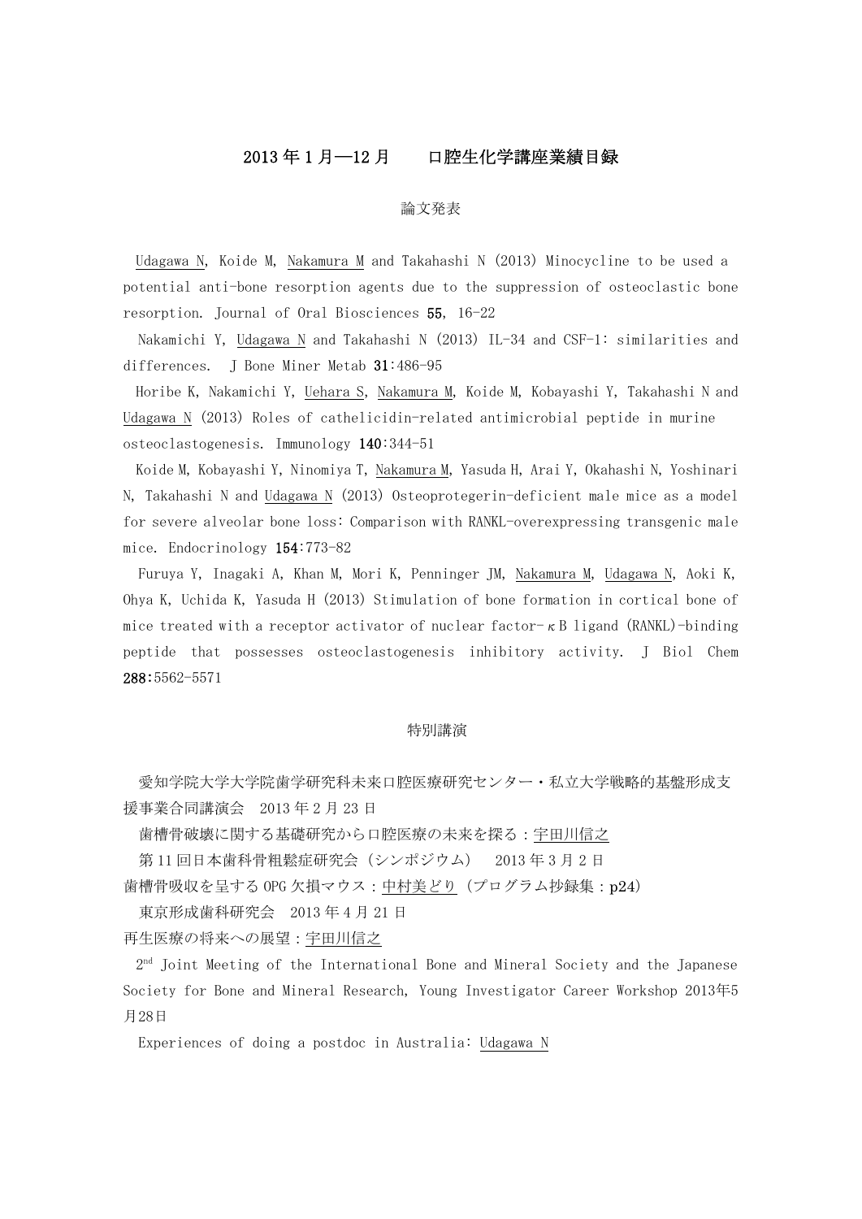# 2013 年 1 月—12 月　　口腔生化学講座業績目録

## 論文発表

Udagawa N, Koide M, Nakamura M and Takahashi N (2013) Minocycline to be used a potential anti-bone resorption agents due to the suppression of osteoclastic bone resorption. Journal of Oral Biosciences **55**, 16-22

Nakamichi Y, Udagawa N and Takahashi N (2013) IL-34 and CSF-1: similarities and differences. J Bone Miner Metab **31**:486-95

Horibe K, Nakamichi Y, Uehara S, Nakamura M, Koide M, Kobayashi Y, Takahashi N and Udagawa N (2013) Roles of cathelicidin-related antimicrobial peptide in murine osteoclastogenesis. Immunology **140**:344-51

Koide M, Kobayashi Y, Ninomiya T, Nakamura M, Yasuda H, Arai Y, Okahashi N, Yoshinari N, Takahashi N and Udagawa N (2013) Osteoprotegerin-deficient male mice as a model for severe alveolar bone loss: Comparison with RANKL-overexpressing transgenic male mice. Endocrinology **154**:773-82

Furuya Y, Inagaki A, Khan M, Mori K, Penninger JM, Nakamura M, Udagawa N, Aoki K, Ohya K, Uchida K, Yasuda H (2013) Stimulation of bone formation in cortical bone of mice treated with a receptor activator of nuclear factor-κB ligand (RANKL)-binding peptide that possesses osteoclastogenesis inhibitory activity. J Biol Chem **288**:5562-5571

## 特別講演

愛知学院大学大学院歯学研究科未来口腔医療研究センター・私立大学戦略的基盤形成支援事業合同講演会　2013 年 2 月 23 日

歯槽骨破壊に関する基礎研究から口腔医療の未来を探る：宇田川信之

第 11 回日本歯科骨粗鬆症研究会（シンポジウム）　2013 年 3 月 2 日

歯槽骨吸収を呈する OPG 欠損マウス：中村美どり（プログラム抄録集：p24）

東京形成歯科研究会　2013 年 4 月 21 日

再生医療の将来への展望：宇田川信之

2nd Joint Meeting of the International Bone and Mineral Society and the Japanese Society for Bone and Mineral Research, Young Investigator Career Workshop 2013年5月28日

Experiences of doing a postdoc in Australia: Udagawa N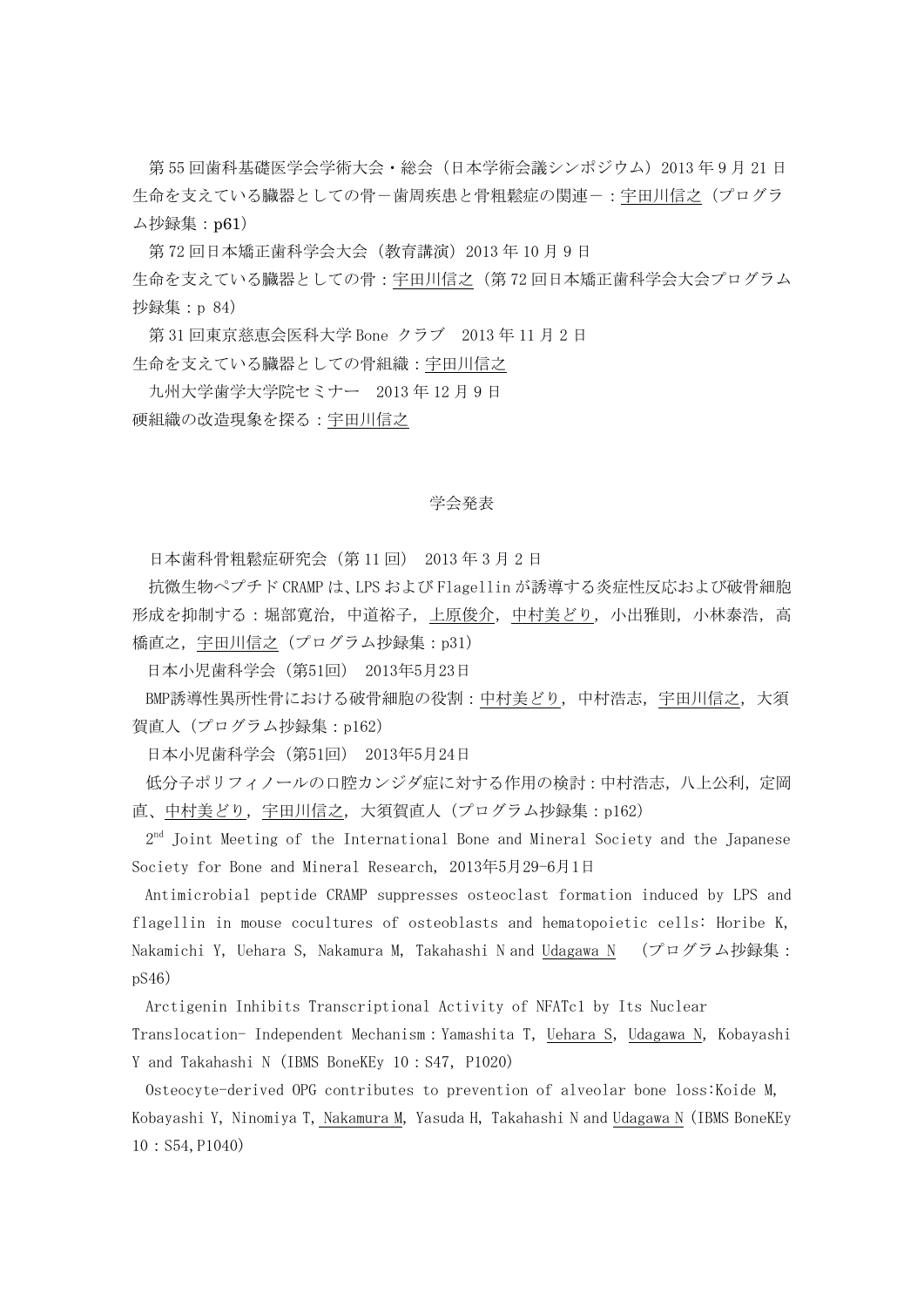第 55 回歯科基礎医学会学術大会・総会（日本学術会議シンポジウム）2013 年 9 月 21 日
生命を支えている臓器としての骨－歯周疾患と骨粗鬆症の関連－：宇田川信之（プログラム抄録集：**p61**）

第 72 回日本矯正歯科学会大会（教育講演）2013 年 10 月 9 日
生命を支えている臓器としての骨：宇田川信之（第 72 回日本矯正歯科学会大会プログラム抄録集：p 84）

第 31 回東京慈恵会医科大学 Bone クラブ　2013 年 11 月 2 日
生命を支えている臓器としての骨組織：宇田川信之

九州大学歯学大学院セミナー　2013 年 12 月 9 日
硬組織の改造現象を探る：宇田川信之

## 学会発表

日本歯科骨粗鬆症研究会（第 11 回）　2013 年 3 月 2 日
抗微生物ペプチド CRAMP は、LPS および Flagellin が誘導する炎症性反応および破骨細胞形成を抑制する：堀部寛治，中道裕子，上原俊介，中村美どり，小出雅則，小林泰浩，高橋直之，宇田川信之（プログラム抄録集：p31）

日本小児歯科学会（第51回）　2013年5月23日
BMP誘導性異所性骨における破骨細胞の役割：中村美どり，中村浩志，宇田川信之，大須賀直人（プログラム抄録集：p162）

日本小児歯科学会（第51回）　2013年5月24日
低分子ポリフィノールの口腔カンジダ症に対する作用の検討：中村浩志，八上公利，定岡直、中村美どり，宇田川信之，大須賀直人（プログラム抄録集：p162）

2nd Joint Meeting of the International Bone and Mineral Society and the Japanese Society for Bone and Mineral Research, 2013年5月29-6月1日

Antimicrobial peptide CRAMP suppresses osteoclast formation induced by LPS and flagellin in mouse cocultures of osteoblasts and hematopoietic cells: Horibe K, Nakamichi Y, Uehara S, Nakamura M, Takahashi N and Udagawa N　（プログラム抄録集：pS46）

Arctigenin Inhibits Transcriptional Activity of NFATc1 by Its Nuclear Translocation- Independent Mechanism：Yamashita T, Uehara S, Udagawa N, Kobayashi Y and Takahashi N（IBMS BoneKEy 10：S47, P1020）

Osteocyte-derived OPG contributes to prevention of alveolar bone loss:Koide M, Kobayashi Y, Ninomiya T, Nakamura M, Yasuda H, Takahashi N and Udagawa N（IBMS BoneKEy 10：S54,P1040）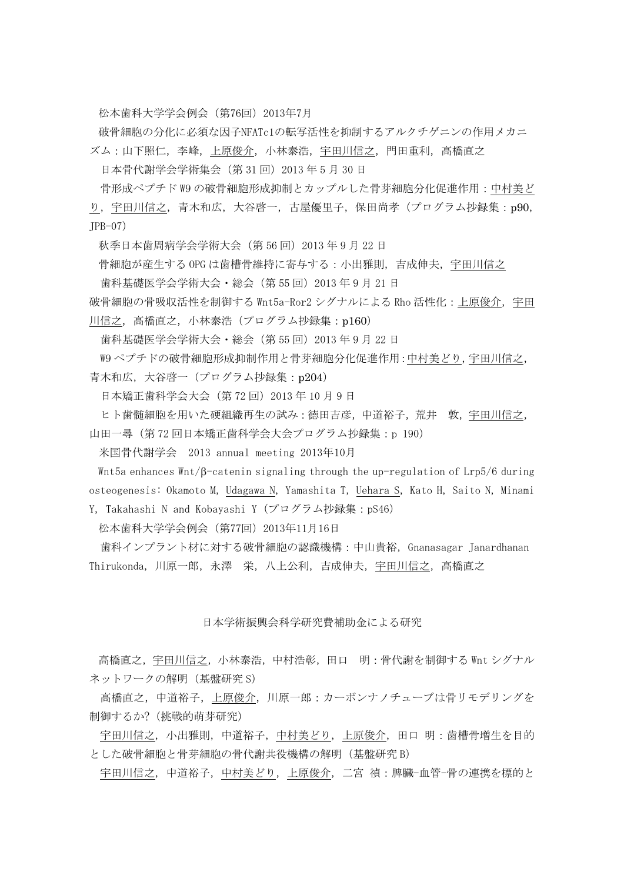松本歯科大学学会例会（第76回）2013年7月

破骨細胞の分化に必須な因子NFATc1の転写活性を抑制するアルクチゲニンの作用メカニズム：山下照仁，李峰，<u>上原俊介</u>，小林泰浩，<u>宇田川信之</u>，門田重利，高橋直之

日本骨代謝学会学術集会（第 31 回）2013 年 5 月 30 日

骨形成ペプチド W9 の破骨細胞形成抑制とカップルした骨芽細胞分化促進作用：<u>中村美どり</u>，<u>宇田川信之</u>，青木和広，大谷啓一，古屋優里子，保田尚孝（プログラム抄録集：p90，JPB-07）

秋季日本歯周病学会学術大会（第 56 回）2013 年 9 月 22 日

骨細胞が産生する OPG は歯槽骨維持に寄与する：小出雅則，吉成伸夫，<u>宇田川信之</u>

歯科基礎医学会学術大会・総会（第 55 回）2013 年 9 月 21 日

破骨細胞の骨吸収活性を制御する Wnt5a-Ror2 シグナルによる Rho 活性化：<u>上原俊介</u>，<u>宇田川信之</u>，高橋直之，小林泰浩（プログラム抄録集：p160）

歯科基礎医学会学術大会・総会（第 55 回）2013 年 9 月 22 日

W9 ペプチドの破骨細胞形成抑制作用と骨芽細胞分化促進作用：<u>中村美どり</u>，<u>宇田川信之</u>，青木和広，大谷啓一（プログラム抄録集：p204）

日本矯正歯科学会大会（第 72 回）2013 年 10 月 9 日

ヒト歯髄細胞を用いた硬組織再生の試み：徳田吉彦，中道裕子，荒井　敦，<u>宇田川信之</u>，山田一尋（第 72 回日本矯正歯科学会大会プログラム抄録集：p 190）

米国骨代謝学会　2013 annual meeting 2013年10月

Wnt5a enhances Wnt/β-catenin signaling through the up-regulation of Lrp5/6 during osteogenesis: Okamoto M, <u>Udagawa N</u>, Yamashita T, <u>Uehara S</u>, Kato H, Saito N, Minami Y, Takahashi N and Kobayashi Y（プログラム抄録集：pS46）

松本歯科大学学会例会（第77回）2013年11月16日

歯科インプラント材に対する破骨細胞の認識機構：中山貴裕，Gnanasagar Janardhanan Thirukonda，川原一郎，永澤　栄，八上公利，吉成伸夫，<u>宇田川信之</u>，高橋直之

## 日本学術振興会科学研究費補助金による研究

高橋直之，<u>宇田川信之</u>，小林泰浩，中村浩彰，田口　明：骨代謝を制御する Wnt シグナルネットワークの解明（基盤研究 S）

高橋直之，中道裕子，<u>上原俊介</u>，川原一郎：カーボンナノチューブは骨リモデリングを制御するか?（挑戦的萌芽研究）

<u>宇田川信之</u>，小出雅則，中道裕子，<u>中村美どり</u>，<u>上原俊介</u>，田口 明：歯槽骨増生を目的とした破骨細胞と骨芽細胞の骨代謝共役機構の解明（基盤研究 B）

<u>宇田川信之</u>，中道裕子，<u>中村美どり</u>，<u>上原俊介</u>，二宮 禎：脾臓-血管-骨の連携を標的と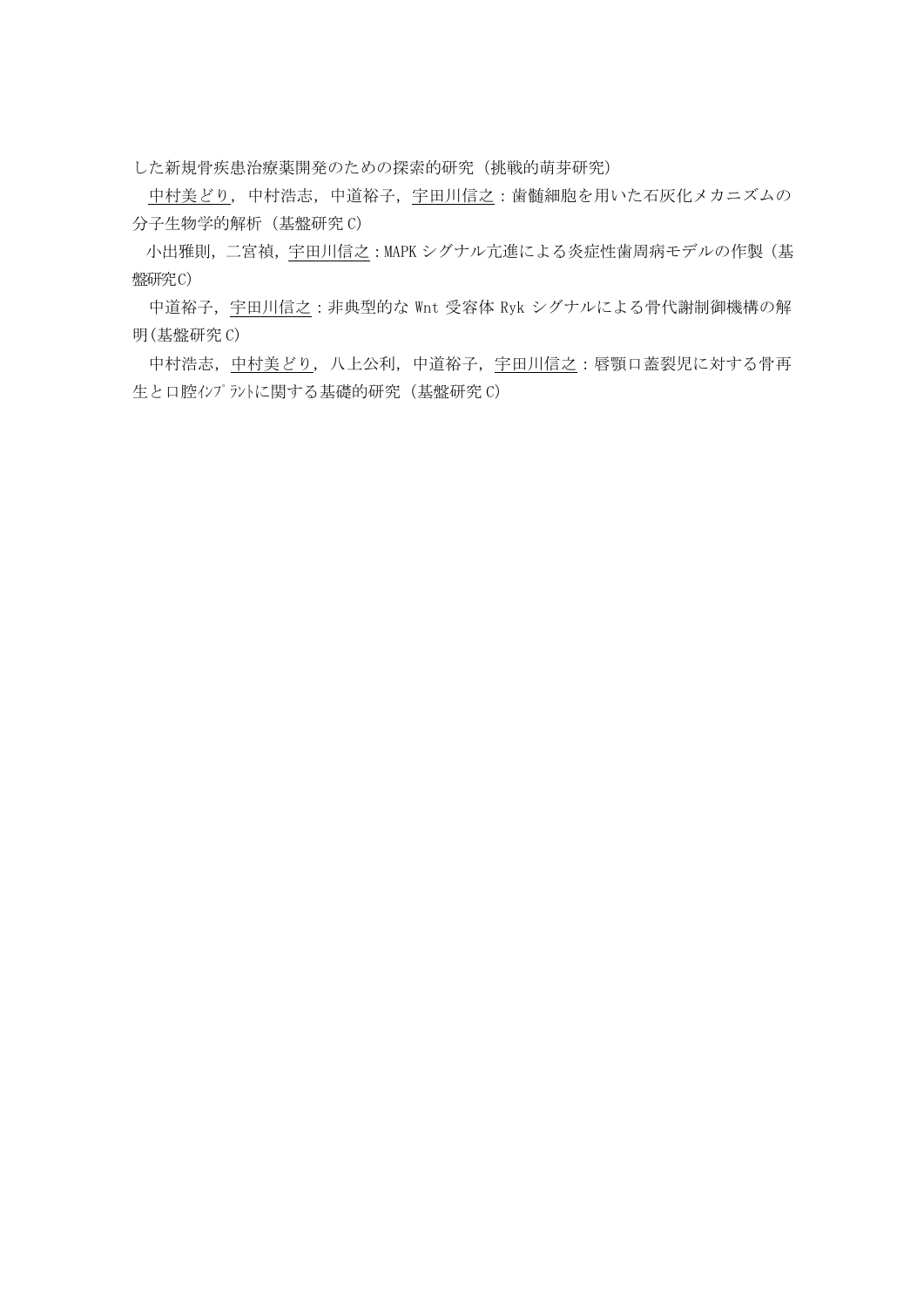した新規骨疾患治療薬開発のための探索的研究（挑戦的萌芽研究）

中村美どり，中村浩志，中道裕子，宇田川信之：歯髄細胞を用いた石灰化メカニズムの分子生物学的解析（基盤研究 C）

小出雅則，二宮禎，宇田川信之：MAPK シグナル亢進による炎症性歯周病モデルの作製（基盤研究C）

中道裕子，宇田川信之：非典型的な Wnt 受容体 Ryk シグナルによる骨代謝制御機構の解明(基盤研究 C)

中村浩志，中村美どり，八上公利，中道裕子，宇田川信之：唇顎口蓋裂児に対する骨再生と口腔ｲﾝﾌﾟﾗﾝﾄに関する基礎的研究（基盤研究 C）